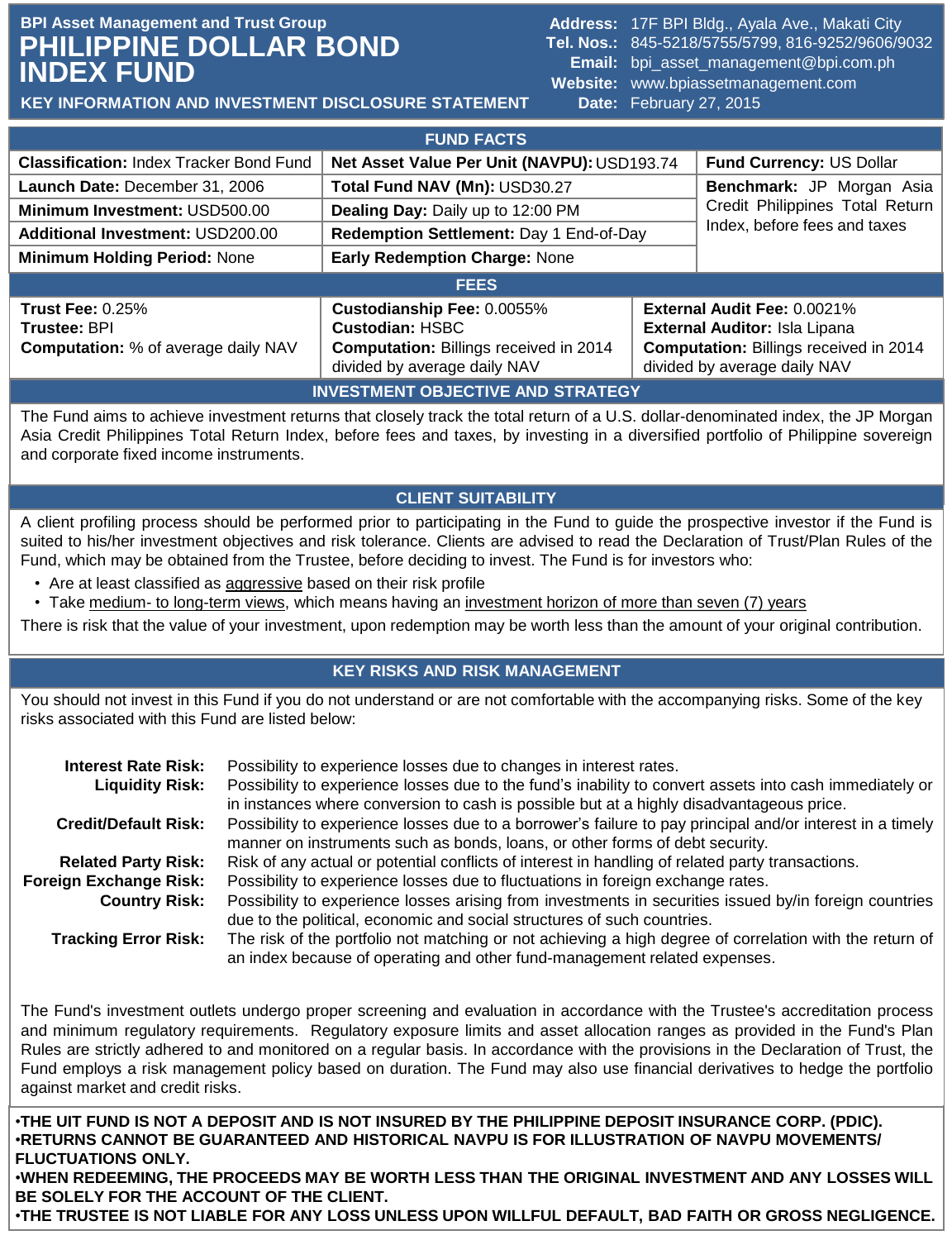BPI Asset Management and Trust Group

# PHILIPPINE DOLLAR BOND INDEX FUND

**KEY INFORMATION AND INVESTMENT DISCLOSURE STATEMENT**

**Address:** 17F BPI Bldg., Ayala Ave., Makati City
**Tel. Nos.:** 845-5218/5755/5799, 816-9252/9606/9032
**Email:** bpi_asset_management@bpi.com.ph
**Website:** www.bpiassetmanagement.com
**Date:** February 27, 2015

## FUND FACTS

| | | |
|---|---|---|
| **Classification:** Index Tracker Bond Fund | **Net Asset Value Per Unit (NAVPU):** USD193.74 | **Fund Currency:** US Dollar |
| **Launch Date:** December 31, 2006 | **Total Fund NAV (Mn):** USD30.27 | **Benchmark:** JP Morgan Asia Credit Philippines Total Return Index, before fees and taxes |
| **Minimum Investment:** USD500.00 | **Dealing Day:** Daily up to 12:00 PM | |
| **Additional Investment:** USD200.00 | **Redemption Settlement:** Day 1 End-of-Day | |
| **Minimum Holding Period:** None | **Early Redemption Charge:** None | |

## FEES

| | | |
|---|---|---|
| **Trust Fee:** 0.25%<br>**Trustee:** BPI<br>**Computation:** % of average daily NAV | **Custodianship Fee:** 0.0055%<br>**Custodian:** HSBC<br>**Computation:** Billings received in 2014 divided by average daily NAV | **External Audit Fee:** 0.0021%<br>**External Auditor:** Isla Lipana<br>**Computation:** Billings received in 2014 divided by average daily NAV |

## INVESTMENT OBJECTIVE AND STRATEGY

The Fund aims to achieve investment returns that closely track the total return of a U.S. dollar-denominated index, the JP Morgan Asia Credit Philippines Total Return Index, before fees and taxes, by investing in a diversified portfolio of Philippine sovereign and corporate fixed income instruments.

## CLIENT SUITABILITY

A client profiling process should be performed prior to participating in the Fund to guide the prospective investor if the Fund is suited to his/her investment objectives and risk tolerance. Clients are advised to read the Declaration of Trust/Plan Rules of the Fund, which may be obtained from the Trustee, before deciding to invest. The Fund is for investors who:

- Are at least classified as aggressive based on their risk profile
- Take medium- to long-term views, which means having an investment horizon of more than seven (7) years

There is risk that the value of your investment, upon redemption may be worth less than the amount of your original contribution.

## KEY RISKS AND RISK MANAGEMENT

You should not invest in this Fund if you do not understand or are not comfortable with the accompanying risks. Some of the key risks associated with this Fund are listed below:

**Interest Rate Risk:** Possibility to experience losses due to changes in interest rates.

**Liquidity Risk:** Possibility to experience losses due to the fund's inability to convert assets into cash immediately or in instances where conversion to cash is possible but at a highly disadvantageous price.

**Credit/Default Risk:** Possibility to experience losses due to a borrower's failure to pay principal and/or interest in a timely manner on instruments such as bonds, loans, or other forms of debt security.

**Related Party Risk:** Risk of any actual or potential conflicts of interest in handling of related party transactions.

**Foreign Exchange Risk:** Possibility to experience losses due to fluctuations in foreign exchange rates.

**Country Risk:** Possibility to experience losses arising from investments in securities issued by/in foreign countries due to the political, economic and social structures of such countries.

**Tracking Error Risk:** The risk of the portfolio not matching or not achieving a high degree of correlation with the return of an index because of operating and other fund-management related expenses.

The Fund's investment outlets undergo proper screening and evaluation in accordance with the Trustee's accreditation process and minimum regulatory requirements. Regulatory exposure limits and asset allocation ranges as provided in the Fund's Plan Rules are strictly adhered to and monitored on a regular basis. In accordance with the provisions in the Declaration of Trust, the Fund employs a risk management policy based on duration. The Fund may also use financial derivatives to hedge the portfolio against market and credit risks.

**•THE UIT FUND IS NOT A DEPOSIT AND IS NOT INSURED BY THE PHILIPPINE DEPOSIT INSURANCE CORP. (PDIC).**
**•RETURNS CANNOT BE GUARANTEED AND HISTORICAL NAVPU IS FOR ILLUSTRATION OF NAVPU MOVEMENTS/ FLUCTUATIONS ONLY.**
**•WHEN REDEEMING, THE PROCEEDS MAY BE WORTH LESS THAN THE ORIGINAL INVESTMENT AND ANY LOSSES WILL BE SOLELY FOR THE ACCOUNT OF THE CLIENT.**
**•THE TRUSTEE IS NOT LIABLE FOR ANY LOSS UNLESS UPON WILLFUL DEFAULT, BAD FAITH OR GROSS NEGLIGENCE.**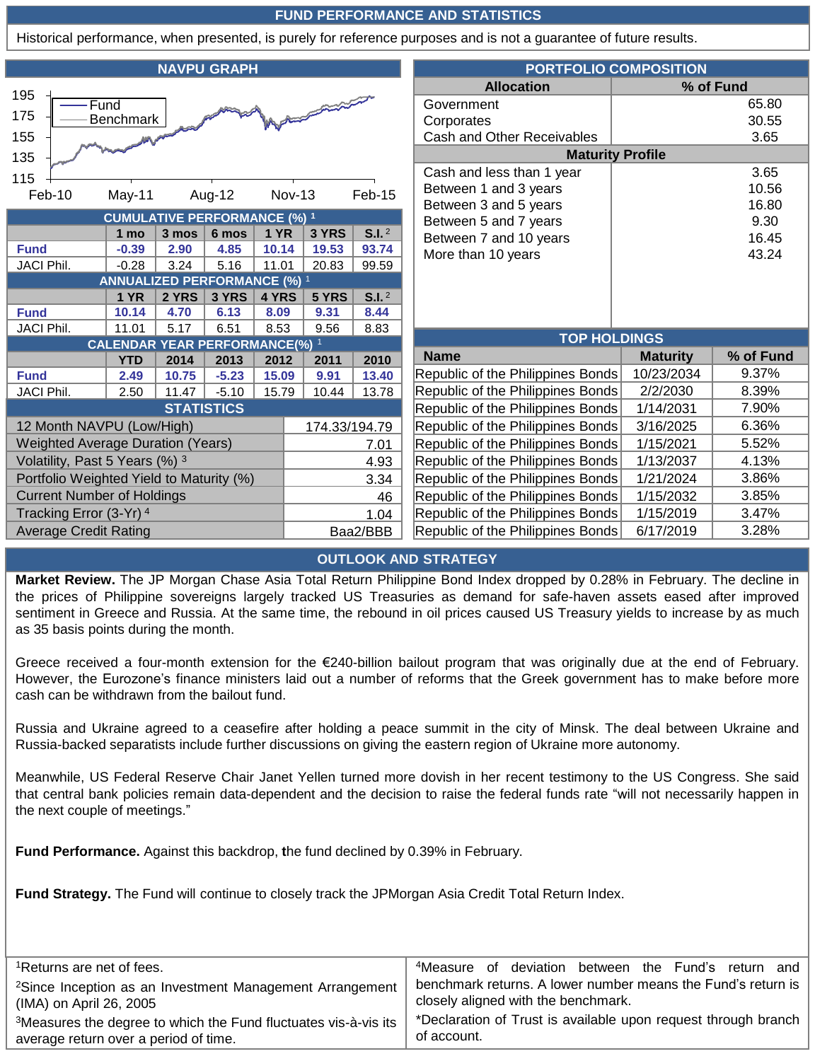## FUND PERFORMANCE AND STATISTICS

Historical performance, when presented, is purely for reference purposes and is not a guarantee of future results.

### NAVPU GRAPH

195
175
155
135
115

Feb-10 May-11 Aug-12 Nov-13 Feb-15

Fund
Benchmark

### CUMULATIVE PERFORMANCE (%) [1]

| | 1 mo | 3 mos | 6 mos | 1 YR | 3 YRS | S.I. [2] |
|---|---|---|---|---|---|---|
| **Fund** | **-0.39** | **2.90** | **4.85** | **10.14** | **19.53** | **93.74** |
| JACI Phil. | -0.28 | 3.24 | 5.16 | 11.01 | 20.83 | 99.59 |

### ANNUALIZED PERFORMANCE (%) [1]

| | 1 YR | 2 YRS | 3 YRS | 4 YRS | 5 YRS | S.I. [2] |
|---|---|---|---|---|---|---|
| **Fund** | **10.14** | **4.70** | **6.13** | **8.09** | **9.31** | **8.44** |
| JACI Phil. | 11.01 | 5.17 | 6.51 | 8.53 | 9.56 | 8.83 |

### CALENDAR YEAR PERFORMANCE(%) [1]

| | YTD | 2014 | 2013 | 2012 | 2011 | 2010 |
|---|---|---|---|---|---|---|
| **Fund** | **2.49** | **10.75** | **-5.23** | **15.09** | **9.91** | **13.40** |
| JACI Phil. | 2.50 | 11.47 | -5.10 | 15.79 | 10.44 | 13.78 |

### STATISTICS

| | |
|---|---|
| 12 Month NAVPU (Low/High) | 174.33/194.79 |
| Weighted Average Duration (Years) | 7.01 |
| Volatility, Past 5 Years (%) [3] | 4.93 |
| Portfolio Weighted Yield to Maturity (%) | 3.34 |
| Current Number of Holdings | 46 |
| Tracking Error (3-Yr) [4] | 1.04 |
| Average Credit Rating | Baa2/BBB |

### PORTFOLIO COMPOSITION

| Allocation | % of Fund |
|---|---|
| Government | 65.80 |
| Corporates | 30.55 |
| Cash and Other Receivables | 3.65 |
| **Maturity Profile** | |
| Cash and less than 1 year | 3.65 |
| Between 1 and 3 years | 10.56 |
| Between 3 and 5 years | 16.80 |
| Between 5 and 7 years | 9.30 |
| Between 7 and 10 years | 16.45 |
| More than 10 years | 43.24 |

### TOP HOLDINGS

| Name | Maturity | % of Fund |
|---|---|---|
| Republic of the Philippines Bonds | 10/23/2034 | 9.37% |
| Republic of the Philippines Bonds | 2/2/2030 | 8.39% |
| Republic of the Philippines Bonds | 1/14/2031 | 7.90% |
| Republic of the Philippines Bonds | 3/16/2025 | 6.36% |
| Republic of the Philippines Bonds | 1/15/2021 | 5.52% |
| Republic of the Philippines Bonds | 1/13/2037 | 4.13% |
| Republic of the Philippines Bonds | 1/21/2024 | 3.86% |
| Republic of the Philippines Bonds | 1/15/2032 | 3.85% |
| Republic of the Philippines Bonds | 1/15/2019 | 3.47% |
| Republic of the Philippines Bonds | 6/17/2019 | 3.28% |

## OUTLOOK AND STRATEGY

**Market Review.** The JP Morgan Chase Asia Total Return Philippine Bond Index dropped by 0.28% in February. The decline in the prices of Philippine sovereigns largely tracked US Treasuries as demand for safe-haven assets eased after improved sentiment in Greece and Russia. At the same time, the rebound in oil prices caused US Treasury yields to increase by as much as 35 basis points during the month.

Greece received a four-month extension for the €240-billion bailout program that was originally due at the end of February. However, the Eurozone's finance ministers laid out a number of reforms that the Greek government has to make before more cash can be withdrawn from the bailout fund.

Russia and Ukraine agreed to a ceasefire after holding a peace summit in the city of Minsk. The deal between Ukraine and Russia-backed separatists include further discussions on giving the eastern region of Ukraine more autonomy.

Meanwhile, US Federal Reserve Chair Janet Yellen turned more dovish in her recent testimony to the US Congress. She said that central bank policies remain data-dependent and the decision to raise the federal funds rate "will not necessarily happen in the next couple of meetings."

**Fund Performance.** Against this backdrop, **t**he fund declined by 0.39% in February.

**Fund Strategy.** The Fund will continue to closely track the JPMorgan Asia Credit Total Return Index.

[1]Returns are net of fees.

[2]Since Inception as an Investment Management Arrangement (IMA) on April 26, 2005

[3]Measures the degree to which the Fund fluctuates vis-à-vis its average return over a period of time.

[4]Measure of deviation between the Fund's return and benchmark returns. A lower number means the Fund's return is closely aligned with the benchmark.

*Declaration of Trust is available upon request through branch of account.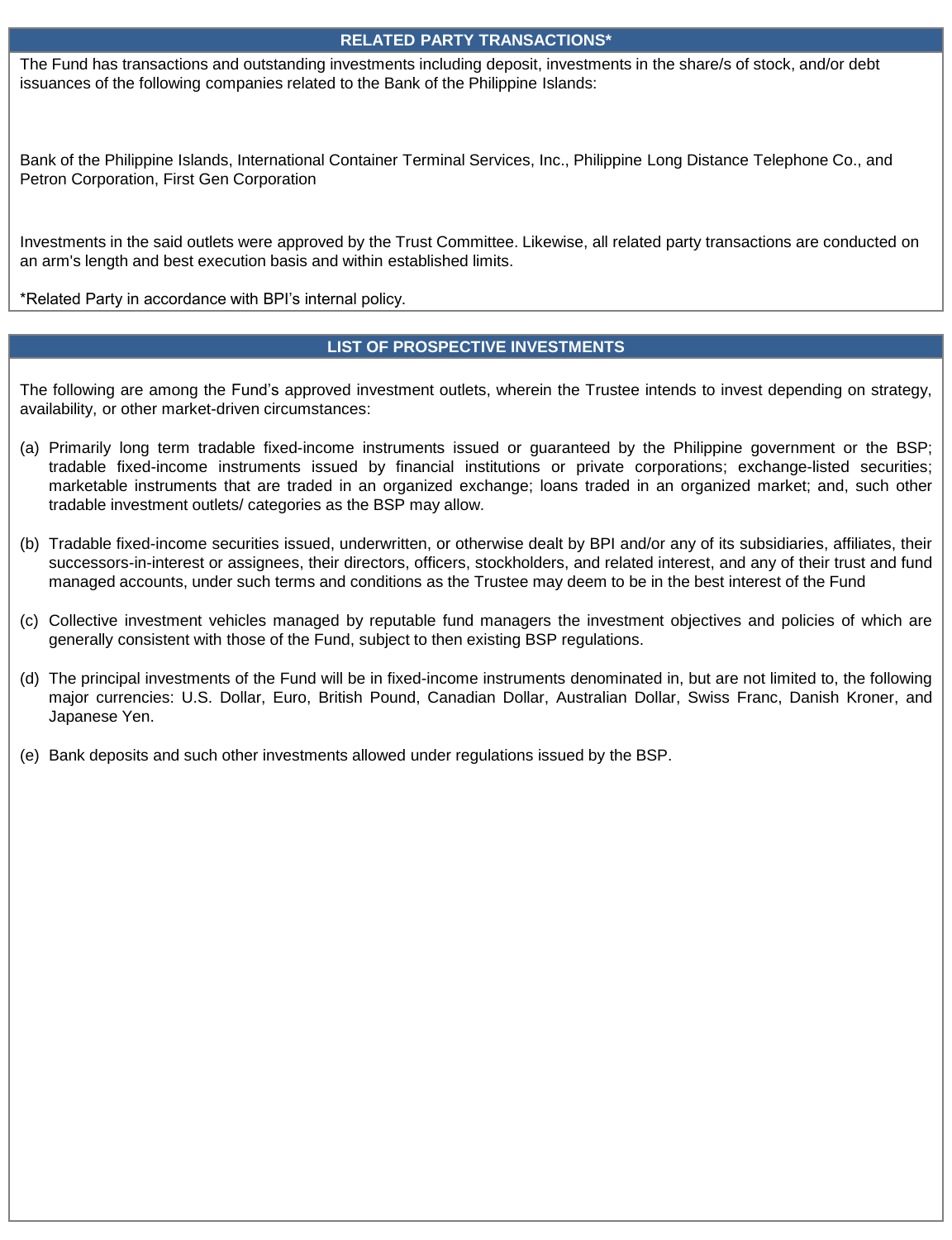## RELATED PARTY TRANSACTIONS*

The Fund has transactions and outstanding investments including deposit, investments in the share/s of stock, and/or debt issuances of the following companies related to the Bank of the Philippine Islands:

Bank of the Philippine Islands, International Container Terminal Services, Inc., Philippine Long Distance Telephone Co., and Petron Corporation, First Gen Corporation

Investments in the said outlets were approved by the Trust Committee. Likewise, all related party transactions are conducted on an arm's length and best execution basis and within established limits.

*Related Party in accordance with BPI's internal policy.

## LIST OF PROSPECTIVE INVESTMENTS

The following are among the Fund's approved investment outlets, wherein the Trustee intends to invest depending on strategy, availability, or other market-driven circumstances:

(a) Primarily long term tradable fixed-income instruments issued or guaranteed by the Philippine government or the BSP; tradable fixed-income instruments issued by financial institutions or private corporations; exchange-listed securities; marketable instruments that are traded in an organized exchange; loans traded in an organized market; and, such other tradable investment outlets/ categories as the BSP may allow.

(b) Tradable fixed-income securities issued, underwritten, or otherwise dealt by BPI and/or any of its subsidiaries, affiliates, their successors-in-interest or assignees, their directors, officers, stockholders, and related interest, and any of their trust and fund managed accounts, under such terms and conditions as the Trustee may deem to be in the best interest of the Fund

(c) Collective investment vehicles managed by reputable fund managers the investment objectives and policies of which are generally consistent with those of the Fund, subject to then existing BSP regulations.

(d) The principal investments of the Fund will be in fixed-income instruments denominated in, but are not limited to, the following major currencies: U.S. Dollar, Euro, British Pound, Canadian Dollar, Australian Dollar, Swiss Franc, Danish Kroner, and Japanese Yen.

(e) Bank deposits and such other investments allowed under regulations issued by the BSP.